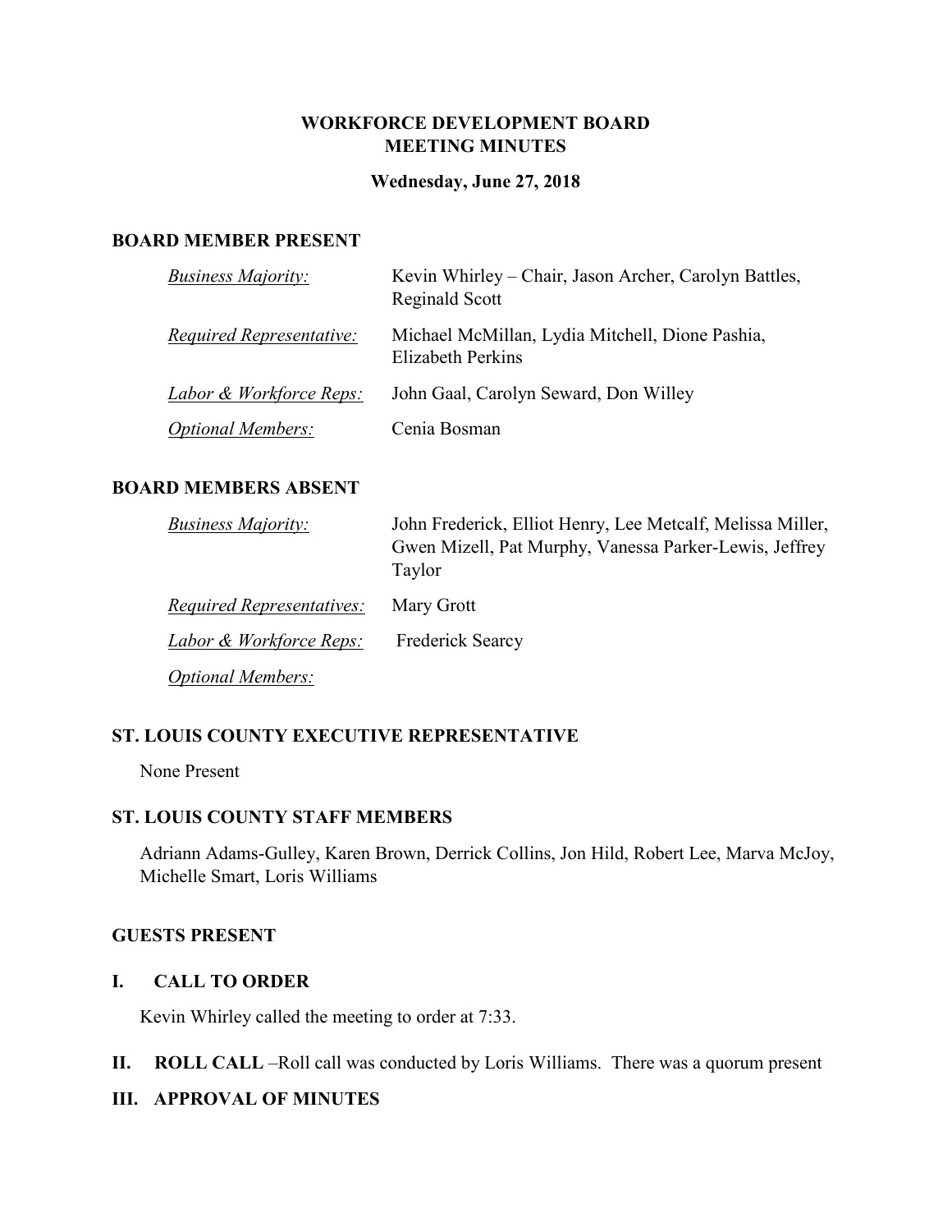# WORKFORCE DEVELOPMENT BOARD
# MEETING MINUTES

**Wednesday, June 27, 2018**

## BOARD MEMBER PRESENT

| | |
|---|---|
| *Business Majority:* | Kevin Whirley – Chair, Jason Archer, Carolyn Battles, Reginald Scott |
| *Required Representative:* | Michael McMillan, Lydia Mitchell, Dione Pashia, Elizabeth Perkins |
| *Labor & Workforce Reps:* | John Gaal, Carolyn Seward, Don Willey |
| *Optional Members:* | Cenia Bosman |

## BOARD MEMBERS ABSENT

| | |
|---|---|
| *Business Majority:* | John Frederick, Elliot Henry, Lee Metcalf, Melissa Miller, Gwen Mizell, Pat Murphy, Vanessa Parker-Lewis, Jeffrey Taylor |
| *Required Representatives:* | Mary Grott |
| *Labor & Workforce Reps:* | Frederick Searcy |
| *Optional Members:* | |

## ST. LOUIS COUNTY EXECUTIVE REPRESENTATIVE

None Present

## ST. LOUIS COUNTY STAFF MEMBERS

Adriann Adams-Gulley, Karen Brown, Derrick Collins, Jon Hild, Robert Lee, Marva McJoy, Michelle Smart, Loris Williams

## GUESTS PRESENT

## I. CALL TO ORDER

Kevin Whirley called the meeting to order at 7:33.

## II. ROLL CALL –Roll call was conducted by Loris Williams. There was a quorum present

## III. APPROVAL OF MINUTES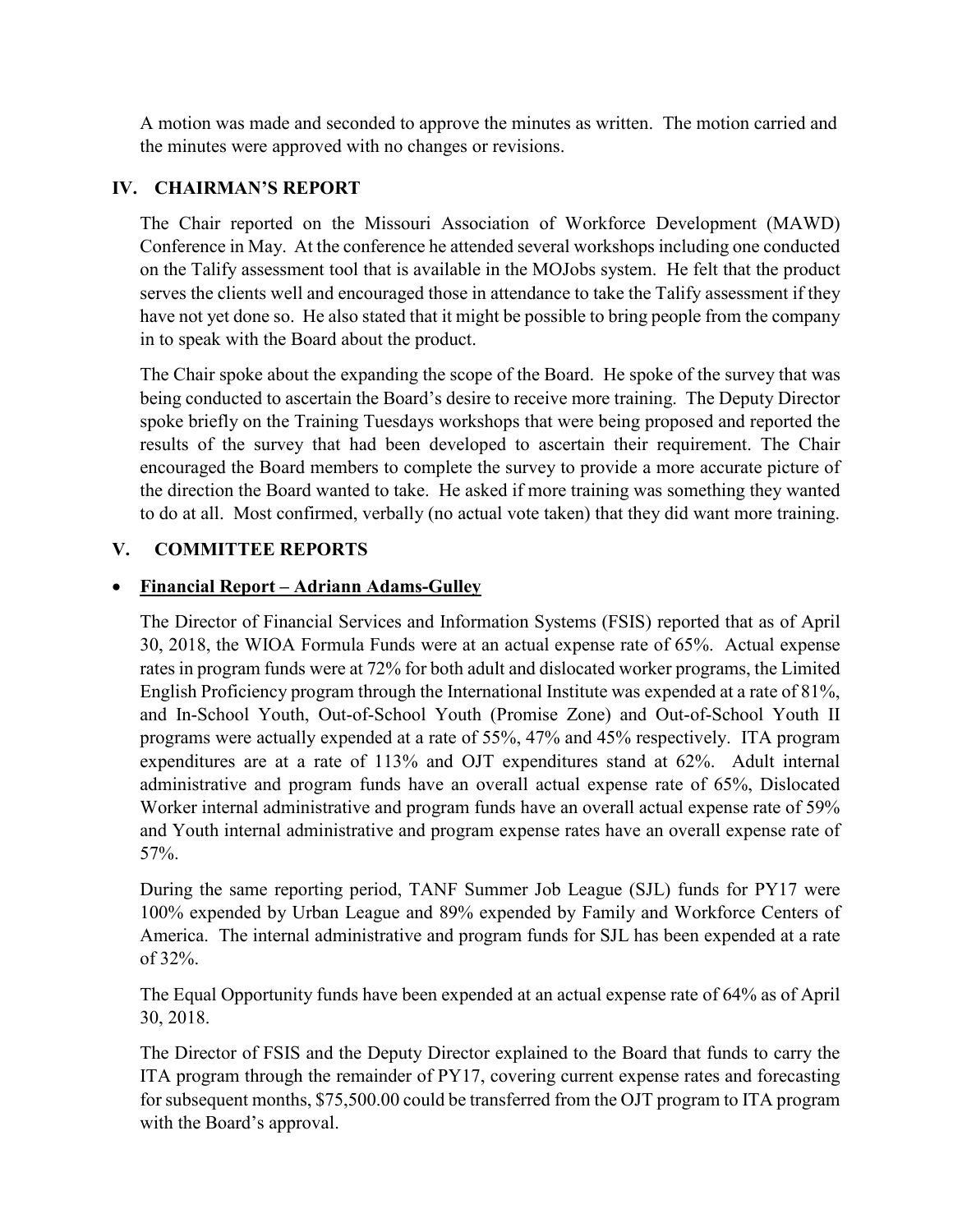A motion was made and seconded to approve the minutes as written. The motion carried and the minutes were approved with no changes or revisions.

## IV. CHAIRMAN'S REPORT

The Chair reported on the Missouri Association of Workforce Development (MAWD) Conference in May. At the conference he attended several workshops including one conducted on the Talify assessment tool that is available in the MOJobs system. He felt that the product serves the clients well and encouraged those in attendance to take the Talify assessment if they have not yet done so. He also stated that it might be possible to bring people from the company in to speak with the Board about the product.

The Chair spoke about the expanding the scope of the Board. He spoke of the survey that was being conducted to ascertain the Board's desire to receive more training. The Deputy Director spoke briefly on the Training Tuesdays workshops that were being proposed and reported the results of the survey that had been developed to ascertain their requirement. The Chair encouraged the Board members to complete the survey to provide a more accurate picture of the direction the Board wanted to take. He asked if more training was something they wanted to do at all. Most confirmed, verbally (no actual vote taken) that they did want more training.

## V. COMMITTEE REPORTS

- **<u>Financial Report – Adriann Adams-Gulley</u>**

The Director of Financial Services and Information Systems (FSIS) reported that as of April 30, 2018, the WIOA Formula Funds were at an actual expense rate of 65%. Actual expense rates in program funds were at 72% for both adult and dislocated worker programs, the Limited English Proficiency program through the International Institute was expended at a rate of 81%, and In-School Youth, Out-of-School Youth (Promise Zone) and Out-of-School Youth II programs were actually expended at a rate of 55%, 47% and 45% respectively. ITA program expenditures are at a rate of 113% and OJT expenditures stand at 62%. Adult internal administrative and program funds have an overall actual expense rate of 65%, Dislocated Worker internal administrative and program funds have an overall actual expense rate of 59% and Youth internal administrative and program expense rates have an overall expense rate of 57%.

During the same reporting period, TANF Summer Job League (SJL) funds for PY17 were 100% expended by Urban League and 89% expended by Family and Workforce Centers of America. The internal administrative and program funds for SJL has been expended at a rate of 32%.

The Equal Opportunity funds have been expended at an actual expense rate of 64% as of April 30, 2018.

The Director of FSIS and the Deputy Director explained to the Board that funds to carry the ITA program through the remainder of PY17, covering current expense rates and forecasting for subsequent months, $75,500.00 could be transferred from the OJT program to ITA program with the Board's approval.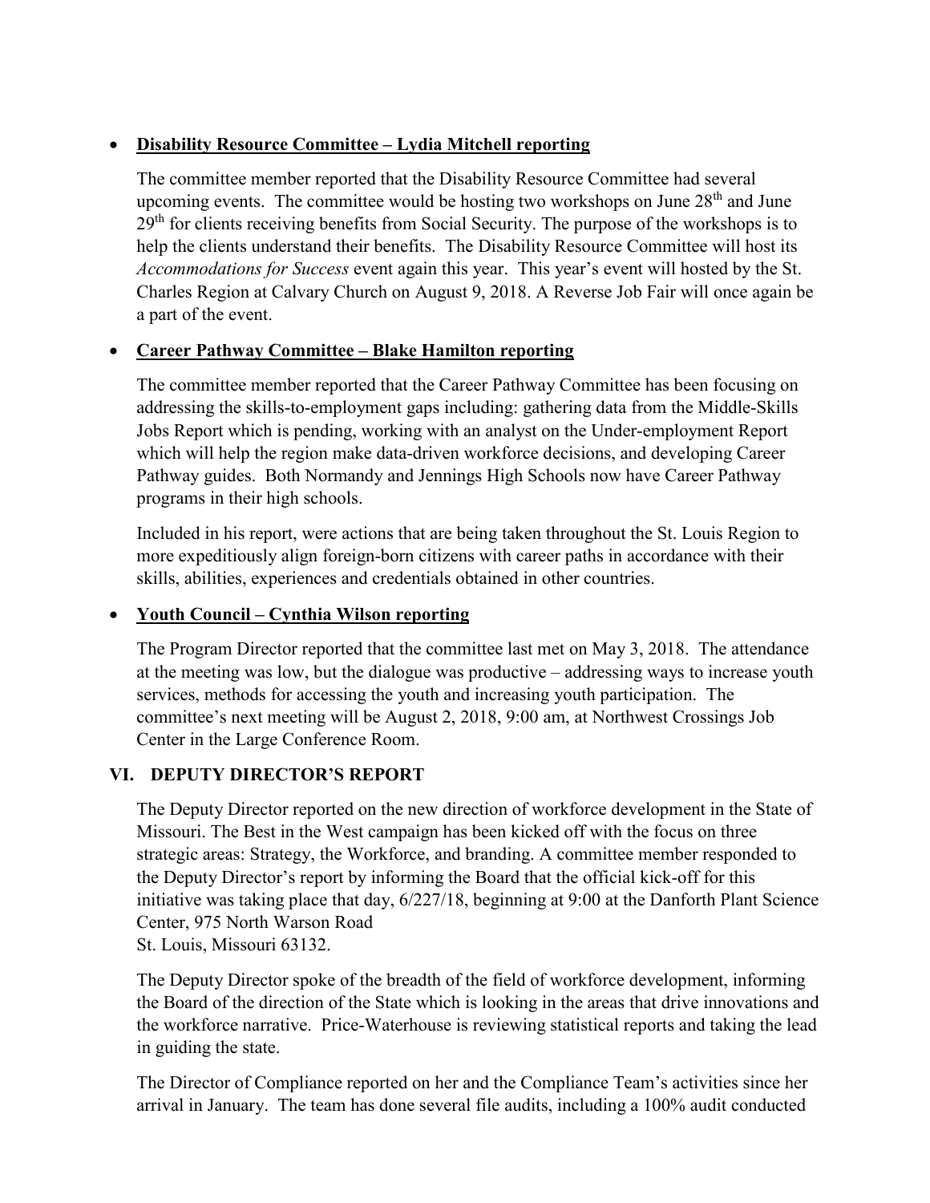- **Disability Resource Committee – Lydia Mitchell reporting**

  The committee member reported that the Disability Resource Committee had several upcoming events. The committee would be hosting two workshops on June 28th and June 29th for clients receiving benefits from Social Security. The purpose of the workshops is to help the clients understand their benefits. The Disability Resource Committee will host its *Accommodations for Success* event again this year. This year's event will hosted by the St. Charles Region at Calvary Church on August 9, 2018. A Reverse Job Fair will once again be a part of the event.

- **Career Pathway Committee – Blake Hamilton reporting**

  The committee member reported that the Career Pathway Committee has been focusing on addressing the skills-to-employment gaps including: gathering data from the Middle-Skills Jobs Report which is pending, working with an analyst on the Under-employment Report which will help the region make data-driven workforce decisions, and developing Career Pathway guides. Both Normandy and Jennings High Schools now have Career Pathway programs in their high schools.

  Included in his report, were actions that are being taken throughout the St. Louis Region to more expeditiously align foreign-born citizens with career paths in accordance with their skills, abilities, experiences and credentials obtained in other countries.

- **Youth Council – Cynthia Wilson reporting**

  The Program Director reported that the committee last met on May 3, 2018. The attendance at the meeting was low, but the dialogue was productive – addressing ways to increase youth services, methods for accessing the youth and increasing youth participation. The committee's next meeting will be August 2, 2018, 9:00 am, at Northwest Crossings Job Center in the Large Conference Room.

## VI. DEPUTY DIRECTOR'S REPORT

The Deputy Director reported on the new direction of workforce development in the State of Missouri. The Best in the West campaign has been kicked off with the focus on three strategic areas: Strategy, the Workforce, and branding. A committee member responded to the Deputy Director's report by informing the Board that the official kick-off for this initiative was taking place that day, 6/227/18, beginning at 9:00 at the Danforth Plant Science Center, 975 North Warson Road
St. Louis, Missouri 63132.

The Deputy Director spoke of the breadth of the field of workforce development, informing the Board of the direction of the State which is looking in the areas that drive innovations and the workforce narrative. Price-Waterhouse is reviewing statistical reports and taking the lead in guiding the state.

The Director of Compliance reported on her and the Compliance Team's activities since her arrival in January. The team has done several file audits, including a 100% audit conducted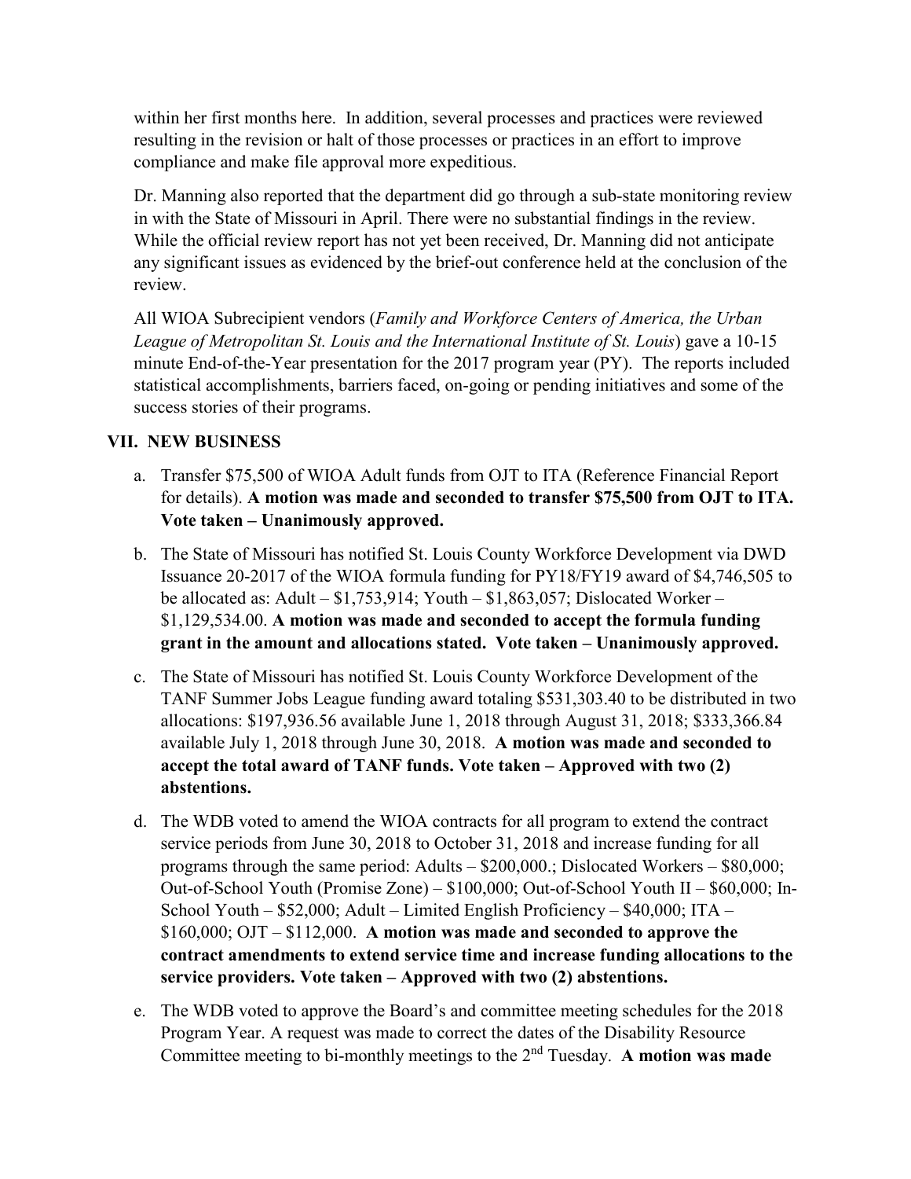within her first months here. In addition, several processes and practices were reviewed resulting in the revision or halt of those processes or practices in an effort to improve compliance and make file approval more expeditious.

Dr. Manning also reported that the department did go through a sub-state monitoring review in with the State of Missouri in April. There were no substantial findings in the review. While the official review report has not yet been received, Dr. Manning did not anticipate any significant issues as evidenced by the brief-out conference held at the conclusion of the review.

All WIOA Subrecipient vendors (*Family and Workforce Centers of America, the Urban League of Metropolitan St. Louis and the International Institute of St. Louis*) gave a 10-15 minute End-of-the-Year presentation for the 2017 program year (PY). The reports included statistical accomplishments, barriers faced, on-going or pending initiatives and some of the success stories of their programs.

## VII. NEW BUSINESS

a. Transfer $75,500 of WIOA Adult funds from OJT to ITA (Reference Financial Report for details). **A motion was made and seconded to transfer $75,500 from OJT to ITA. Vote taken – Unanimously approved.**

b. The State of Missouri has notified St. Louis County Workforce Development via DWD Issuance 20-2017 of the WIOA formula funding for PY18/FY19 award of $4,746,505 to be allocated as: Adult – $1,753,914; Youth – $1,863,057; Dislocated Worker – $1,129,534.00. **A motion was made and seconded to accept the formula funding grant in the amount and allocations stated. Vote taken – Unanimously approved.**

c. The State of Missouri has notified St. Louis County Workforce Development of the TANF Summer Jobs League funding award totaling $531,303.40 to be distributed in two allocations: $197,936.56 available June 1, 2018 through August 31, 2018; $333,366.84 available July 1, 2018 through June 30, 2018. **A motion was made and seconded to accept the total award of TANF funds. Vote taken – Approved with two (2) abstentions.**

d. The WDB voted to amend the WIOA contracts for all program to extend the contract service periods from June 30, 2018 to October 31, 2018 and increase funding for all programs through the same period: Adults – $200,000.; Dislocated Workers – $80,000; Out-of-School Youth (Promise Zone) – $100,000; Out-of-School Youth II – $60,000; In-School Youth – $52,000; Adult – Limited English Proficiency – $40,000; ITA – $160,000; OJT – $112,000. **A motion was made and seconded to approve the contract amendments to extend service time and increase funding allocations to the service providers. Vote taken – Approved with two (2) abstentions.**

e. The WDB voted to approve the Board's and committee meeting schedules for the 2018 Program Year. A request was made to correct the dates of the Disability Resource Committee meeting to bi-monthly meetings to the 2nd Tuesday. **A motion was made**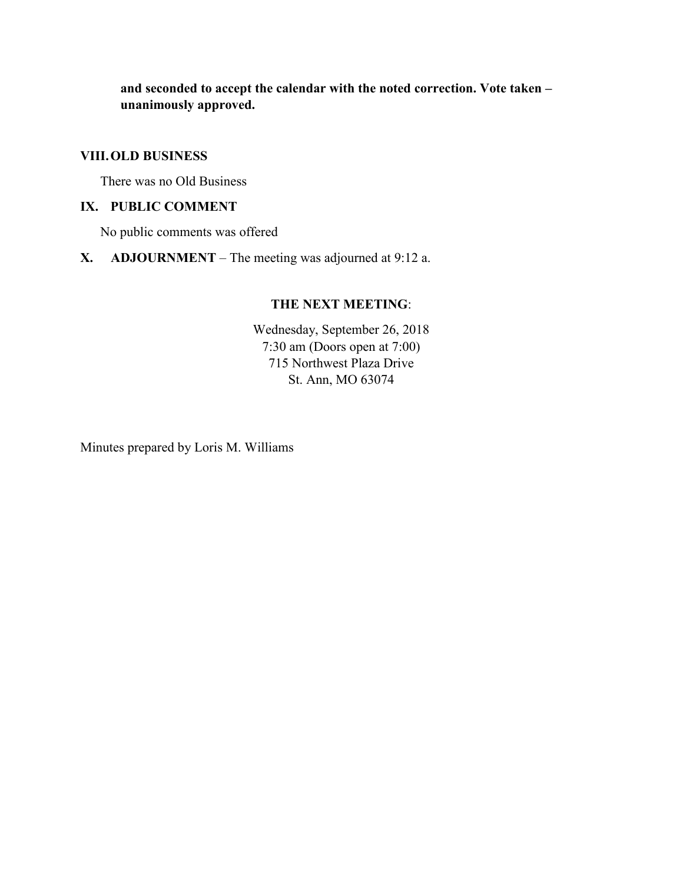**and seconded to accept the calendar with the noted correction. Vote taken – unanimously approved.**

## VIII. OLD BUSINESS

There was no Old Business

## IX. PUBLIC COMMENT

No public comments was offered

**X. ADJOURNMENT** – The meeting was adjourned at 9:12 a.

**THE NEXT MEETING**:

Wednesday, September 26, 2018
7:30 am (Doors open at 7:00)
715 Northwest Plaza Drive
St. Ann, MO 63074

Minutes prepared by Loris M. Williams